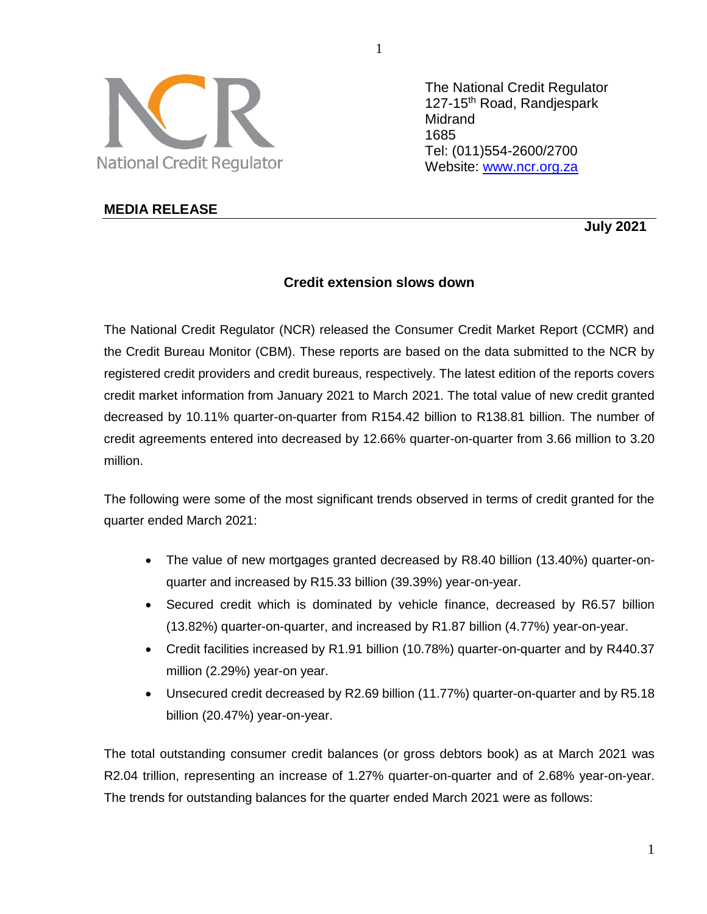National Credit Regulator

The National Credit Regulator
127-15th Road, Randjespark
Midrand
1685
Tel: (011)554-2600/2700
Website: www.ncr.org.za

**MEDIA RELEASE**

**July 2021**

## Credit extension slows down

The National Credit Regulator (NCR) released the Consumer Credit Market Report (CCMR) and the Credit Bureau Monitor (CBM). These reports are based on the data submitted to the NCR by registered credit providers and credit bureaus, respectively. The latest edition of the reports covers credit market information from January 2021 to March 2021. The total value of new credit granted decreased by 10.11% quarter-on-quarter from R154.42 billion to R138.81 billion. The number of credit agreements entered into decreased by 12.66% quarter-on-quarter from 3.66 million to 3.20 million.

The following were some of the most significant trends observed in terms of credit granted for the quarter ended March 2021:

- The value of new mortgages granted decreased by R8.40 billion (13.40%) quarter-on-quarter and increased by R15.33 billion (39.39%) year-on-year.
- Secured credit which is dominated by vehicle finance, decreased by R6.57 billion (13.82%) quarter-on-quarter, and increased by R1.87 billion (4.77%) year-on-year.
- Credit facilities increased by R1.91 billion (10.78%) quarter-on-quarter and by R440.37 million (2.29%) year-on year.
- Unsecured credit decreased by R2.69 billion (11.77%) quarter-on-quarter and by R5.18 billion (20.47%) year-on-year.

The total outstanding consumer credit balances (or gross debtors book) as at March 2021 was R2.04 trillion, representing an increase of 1.27% quarter-on-quarter and of 2.68% year-on-year. The trends for outstanding balances for the quarter ended March 2021 were as follows: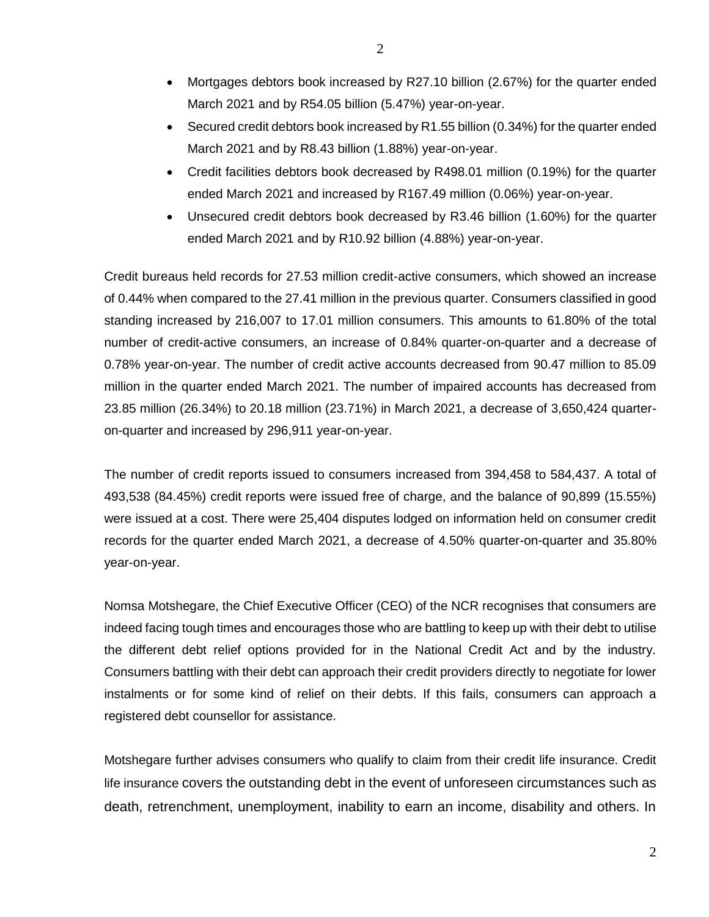- Mortgages debtors book increased by R27.10 billion (2.67%) for the quarter ended March 2021 and by R54.05 billion (5.47%) year-on-year.
- Secured credit debtors book increased by R1.55 billion (0.34%) for the quarter ended March 2021 and by R8.43 billion (1.88%) year-on-year.
- Credit facilities debtors book decreased by R498.01 million (0.19%) for the quarter ended March 2021 and increased by R167.49 million (0.06%) year-on-year.
- Unsecured credit debtors book decreased by R3.46 billion (1.60%) for the quarter ended March 2021 and by R10.92 billion (4.88%) year-on-year.

Credit bureaus held records for 27.53 million credit-active consumers, which showed an increase of 0.44% when compared to the 27.41 million in the previous quarter. Consumers classified in good standing increased by 216,007 to 17.01 million consumers. This amounts to 61.80% of the total number of credit-active consumers, an increase of 0.84% quarter-on-quarter and a decrease of 0.78% year-on-year. The number of credit active accounts decreased from 90.47 million to 85.09 million in the quarter ended March 2021. The number of impaired accounts has decreased from 23.85 million (26.34%) to 20.18 million (23.71%) in March 2021, a decrease of 3,650,424 quarter-on-quarter and increased by 296,911 year-on-year.

The number of credit reports issued to consumers increased from 394,458 to 584,437. A total of 493,538 (84.45%) credit reports were issued free of charge, and the balance of 90,899 (15.55%) were issued at a cost. There were 25,404 disputes lodged on information held on consumer credit records for the quarter ended March 2021, a decrease of 4.50% quarter-on-quarter and 35.80% year-on-year.

Nomsa Motshegare, the Chief Executive Officer (CEO) of the NCR recognises that consumers are indeed facing tough times and encourages those who are battling to keep up with their debt to utilise the different debt relief options provided for in the National Credit Act and by the industry. Consumers battling with their debt can approach their credit providers directly to negotiate for lower instalments or for some kind of relief on their debts. If this fails, consumers can approach a registered debt counsellor for assistance.

Motshegare further advises consumers who qualify to claim from their credit life insurance. Credit life insurance covers the outstanding debt in the event of unforeseen circumstances such as death, retrenchment, unemployment, inability to earn an income, disability and others. In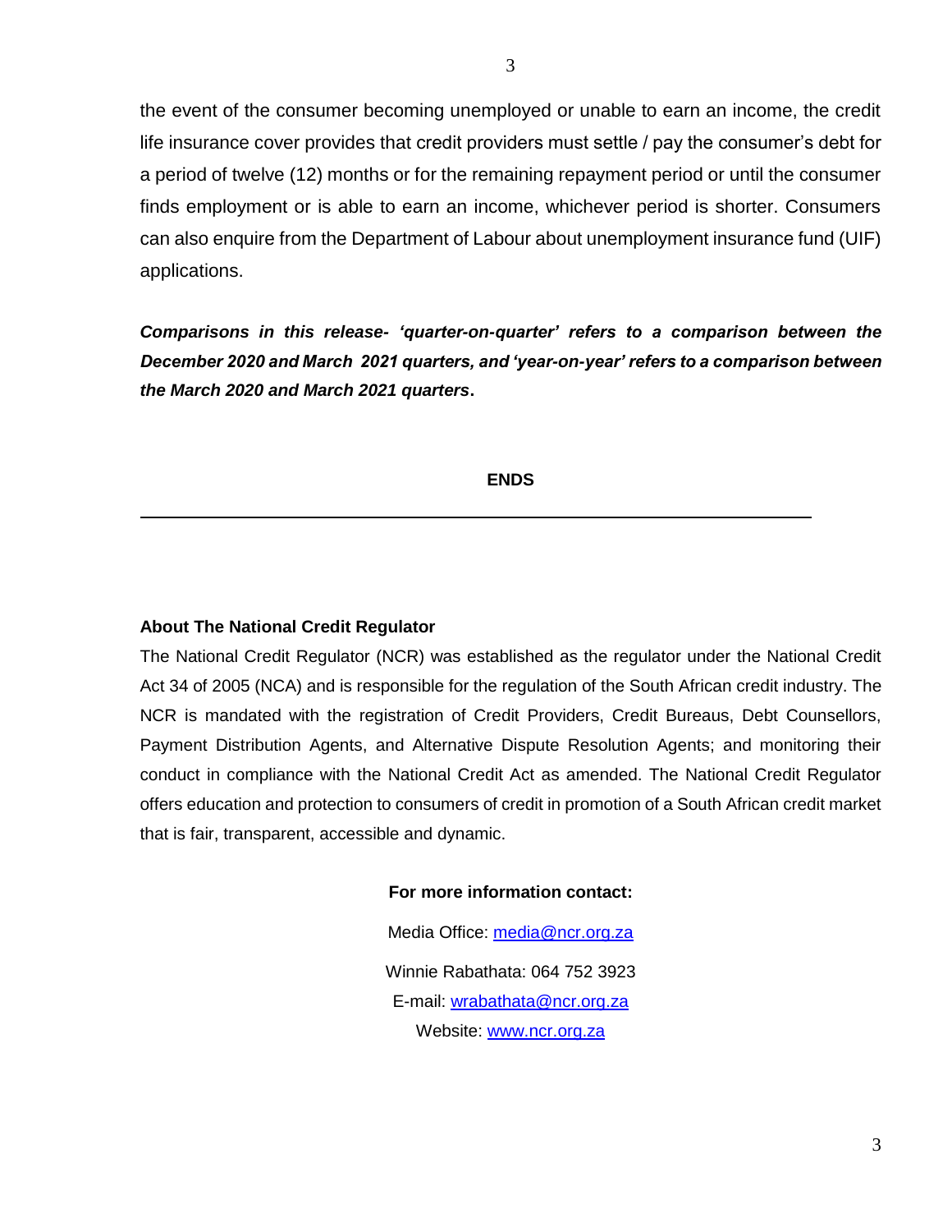the event of the consumer becoming unemployed or unable to earn an income, the credit life insurance cover provides that credit providers must settle / pay the consumer's debt for a period of twelve (12) months or for the remaining repayment period or until the consumer finds employment or is able to earn an income, whichever period is shorter. Consumers can also enquire from the Department of Labour about unemployment insurance fund (UIF) applications.

***Comparisons in this release- 'quarter-on-quarter' refers to a comparison between the December 2020 and March 2021 quarters, and 'year-on-year' refers to a comparison between the March 2020 and March 2021 quarters*.**

**ENDS**

---

**About The National Credit Regulator**

The National Credit Regulator (NCR) was established as the regulator under the National Credit Act 34 of 2005 (NCA) and is responsible for the regulation of the South African credit industry. The NCR is mandated with the registration of Credit Providers, Credit Bureaus, Debt Counsellors, Payment Distribution Agents, and Alternative Dispute Resolution Agents; and monitoring their conduct in compliance with the National Credit Act as amended. The National Credit Regulator offers education and protection to consumers of credit in promotion of a South African credit market that is fair, transparent, accessible and dynamic.

**For more information contact:**

Media Office: media@ncr.org.za

Winnie Rabathata: 064 752 3923

E-mail: wrabathata@ncr.org.za

Website: www.ncr.org.za